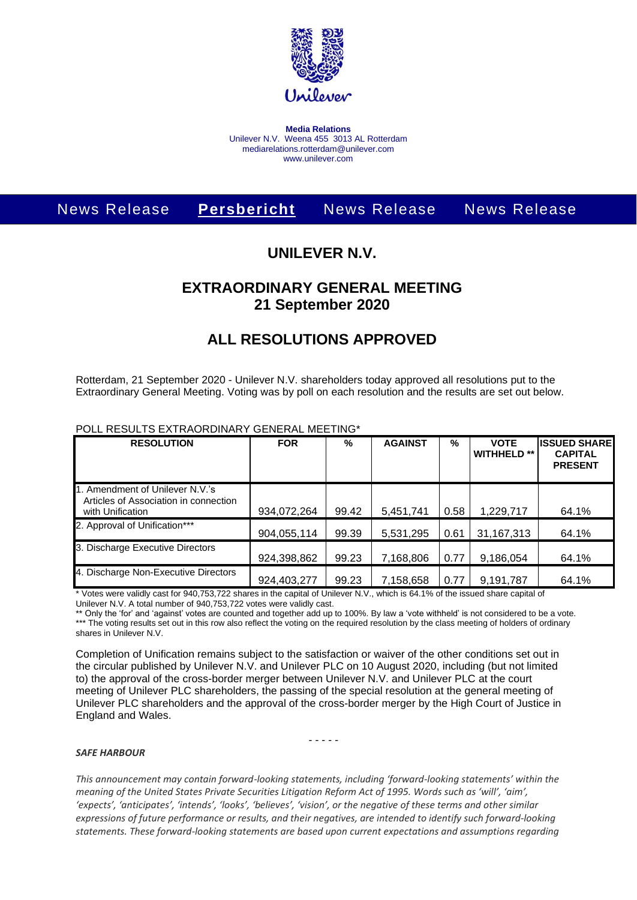Unilever

**Media Relations**
Unilever N.V. Weena 455 3013 AL Rotterdam
mediarelations.rotterdam@unilever.com
www.unilever.com

News Release **Persbericht** News Release News Release

# UNILEVER N.V.

## EXTRAORDINARY GENERAL MEETING
## 21 September 2020

## ALL RESOLUTIONS APPROVED

Rotterdam, 21 September 2020 - Unilever N.V. shareholders today approved all resolutions put to the Extraordinary General Meeting. Voting was by poll on each resolution and the results are set out below.

POLL RESULTS EXTRAORDINARY GENERAL MEETING*

| RESOLUTION | FOR | % | AGAINST | % | VOTE WITHHELD ** | ISSUED SHARE CAPITAL PRESENT |
|---|---|---|---|---|---|---|
| 1. Amendment of Unilever N.V.'s Articles of Association in connection with Unification | 934,072,264 | 99.42 | 5,451,741 | 0.58 | 1,229,717 | 64.1% |
| 2. Approval of Unification*** | 904,055,114 | 99.39 | 5,531,295 | 0.61 | 31,167,313 | 64.1% |
| 3. Discharge Executive Directors | 924,398,862 | 99.23 | 7,168,806 | 0.77 | 9,186,054 | 64.1% |
| 4. Discharge Non-Executive Directors | 924,403,277 | 99.23 | 7,158,658 | 0.77 | 9,191,787 | 64.1% |

* Votes were validly cast for 940,753,722 shares in the capital of Unilever N.V., which is 64.1% of the issued share capital of Unilever N.V. A total number of 940,753,722 votes were validly cast.
** Only the 'for' and 'against' votes are counted and together add up to 100%. By law a 'vote withheld' is not considered to be a vote.
*** The voting results set out in this row also reflect the voting on the required resolution by the class meeting of holders of ordinary shares in Unilever N.V.

Completion of Unification remains subject to the satisfaction or waiver of the other conditions set out in the circular published by Unilever N.V. and Unilever PLC on 10 August 2020, including (but not limited to) the approval of the cross-border merger between Unilever N.V. and Unilever PLC at the court meeting of Unilever PLC shareholders, the passing of the special resolution at the general meeting of Unilever PLC shareholders and the approval of the cross-border merger by the High Court of Justice in England and Wales.

\- - - - -

***SAFE HARBOUR***

*This announcement may contain forward-looking statements, including 'forward-looking statements' within the meaning of the United States Private Securities Litigation Reform Act of 1995. Words such as 'will', 'aim', 'expects', 'anticipates', 'intends', 'looks', 'believes', 'vision', or the negative of these terms and other similar expressions of future performance or results, and their negatives, are intended to identify such forward-looking statements. These forward-looking statements are based upon current expectations and assumptions regarding*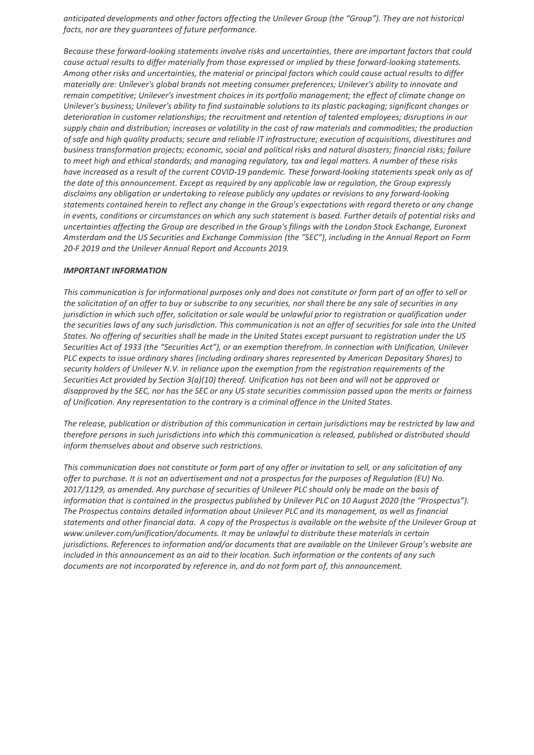*anticipated developments and other factors affecting the Unilever Group (the "Group"). They are not historical facts, nor are they guarantees of future performance.*

*Because these forward-looking statements involve risks and uncertainties, there are important factors that could cause actual results to differ materially from those expressed or implied by these forward-looking statements. Among other risks and uncertainties, the material or principal factors which could cause actual results to differ materially are: Unilever's global brands not meeting consumer preferences; Unilever's ability to innovate and remain competitive; Unilever's investment choices in its portfolio management; the effect of climate change on Unilever's business; Unilever's ability to find sustainable solutions to its plastic packaging; significant changes or deterioration in customer relationships; the recruitment and retention of talented employees; disruptions in our supply chain and distribution; increases or volatility in the cost of raw materials and commodities; the production of safe and high quality products; secure and reliable IT infrastructure; execution of acquisitions, divestitures and business transformation projects; economic, social and political risks and natural disasters; financial risks; failure to meet high and ethical standards; and managing regulatory, tax and legal matters. A number of these risks have increased as a result of the current COVID-19 pandemic. These forward-looking statements speak only as of the date of this announcement. Except as required by any applicable law or regulation, the Group expressly disclaims any obligation or undertaking to release publicly any updates or revisions to any forward-looking statements contained herein to reflect any change in the Group's expectations with regard thereto or any change in events, conditions or circumstances on which any such statement is based. Further details of potential risks and uncertainties affecting the Group are described in the Group's filings with the London Stock Exchange, Euronext Amsterdam and the US Securities and Exchange Commission (the "SEC"), including in the Annual Report on Form 20-F 2019 and the Unilever Annual Report and Accounts 2019.*

***IMPORTANT INFORMATION***

*This communication is for informational purposes only and does not constitute or form part of an offer to sell or the solicitation of an offer to buy or subscribe to any securities, nor shall there be any sale of securities in any jurisdiction in which such offer, solicitation or sale would be unlawful prior to registration or qualification under the securities laws of any such jurisdiction. This communication is not an offer of securities for sale into the United States. No offering of securities shall be made in the United States except pursuant to registration under the US Securities Act of 1933 (the "Securities Act"), or an exemption therefrom. In connection with Unification, Unilever PLC expects to issue ordinary shares (including ordinary shares represented by American Depositary Shares) to security holders of Unilever N.V. in reliance upon the exemption from the registration requirements of the Securities Act provided by Section 3(a)(10) thereof. Unification has not been and will not be approved or disapproved by the SEC, nor has the SEC or any US state securities commission passed upon the merits or fairness of Unification. Any representation to the contrary is a criminal offence in the United States.*

*The release, publication or distribution of this communication in certain jurisdictions may be restricted by law and therefore persons in such jurisdictions into which this communication is released, published or distributed should inform themselves about and observe such restrictions.*

*This communication does not constitute or form part of any offer or invitation to sell, or any solicitation of any offer to purchase. It is not an advertisement and not a prospectus for the purposes of Regulation (EU) No. 2017/1129, as amended. Any purchase of securities of Unilever PLC should only be made on the basis of information that is contained in the prospectus published by Unilever PLC on 10 August 2020 (the "Prospectus"). The Prospectus contains detailed information about Unilever PLC and its management, as well as financial statements and other financial data. A copy of the Prospectus is available on the website of the Unilever Group at www.unilever.com/unification/documents. It may be unlawful to distribute these materials in certain jurisdictions. References to information and/or documents that are available on the Unilever Group's website are included in this announcement as an aid to their location. Such information or the contents of any such documents are not incorporated by reference in, and do not form part of, this announcement.*